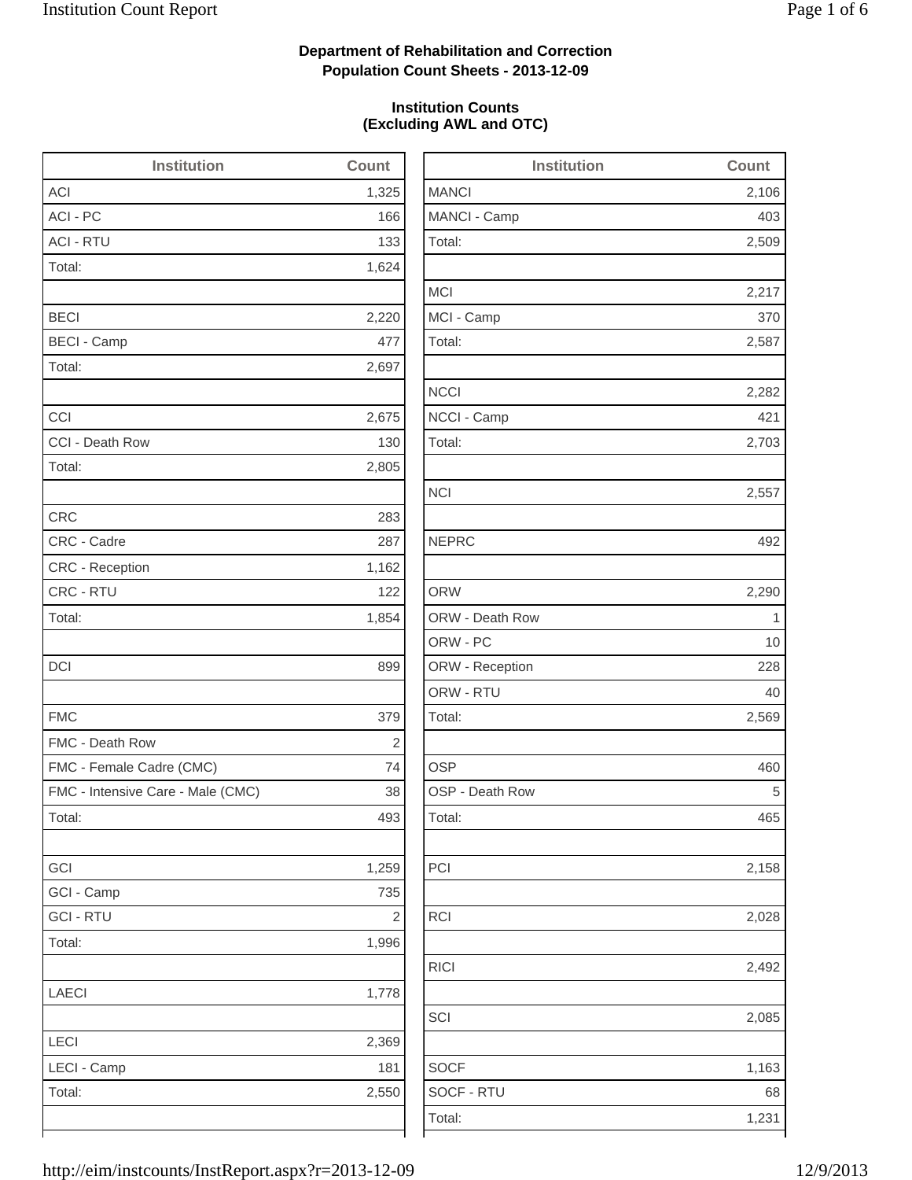**Department of Rehabilitation and Correction**
**Population Count Sheets - 2013-12-09**

**Institution Counts**
**(Excluding AWL and OTC)**

| Institution | Count |
| --- | --- |
| ACI | 1,325 |
| ACI - PC | 166 |
| ACI - RTU | 133 |
| Total: | 1,624 |
| | |
| BECI | 2,220 |
| BECI - Camp | 477 |
| Total: | 2,697 |
| | |
| CCI | 2,675 |
| CCI - Death Row | 130 |
| Total: | 2,805 |
| | |
| CRC | 283 |
| CRC - Cadre | 287 |
| CRC - Reception | 1,162 |
| CRC - RTU | 122 |
| Total: | 1,854 |
| | |
| DCI | 899 |
| | |
| FMC | 379 |
| FMC - Death Row | 2 |
| FMC - Female Cadre (CMC) | 74 |
| FMC - Intensive Care - Male (CMC) | 38 |
| Total: | 493 |
| | |
| GCI | 1,259 |
| GCI - Camp | 735 |
| GCI - RTU | 2 |
| Total: | 1,996 |
| | |
| LAECI | 1,778 |
| | |
| LECI | 2,369 |
| LECI - Camp | 181 |
| Total: | 2,550 |
| | |

| Institution | Count |
| --- | --- |
| MANCI | 2,106 |
| MANCI - Camp | 403 |
| Total: | 2,509 |
| | |
| MCI | 2,217 |
| MCI - Camp | 370 |
| Total: | 2,587 |
| | |
| NCCI | 2,282 |
| NCCI - Camp | 421 |
| Total: | 2,703 |
| | |
| NCI | 2,557 |
| | |
| NEPRC | 492 |
| | |
| ORW | 2,290 |
| ORW - Death Row | 1 |
| ORW - PC | 10 |
| ORW - Reception | 228 |
| ORW - RTU | 40 |
| Total: | 2,569 |
| | |
| OSP | 460 |
| OSP - Death Row | 5 |
| Total: | 465 |
| | |
| PCI | 2,158 |
| | |
| RCI | 2,028 |
| | |
| RICI | 2,492 |
| | |
| SCI | 2,085 |
| | |
| SOCF | 1,163 |
| SOCF - RTU | 68 |
| Total: | 1,231 |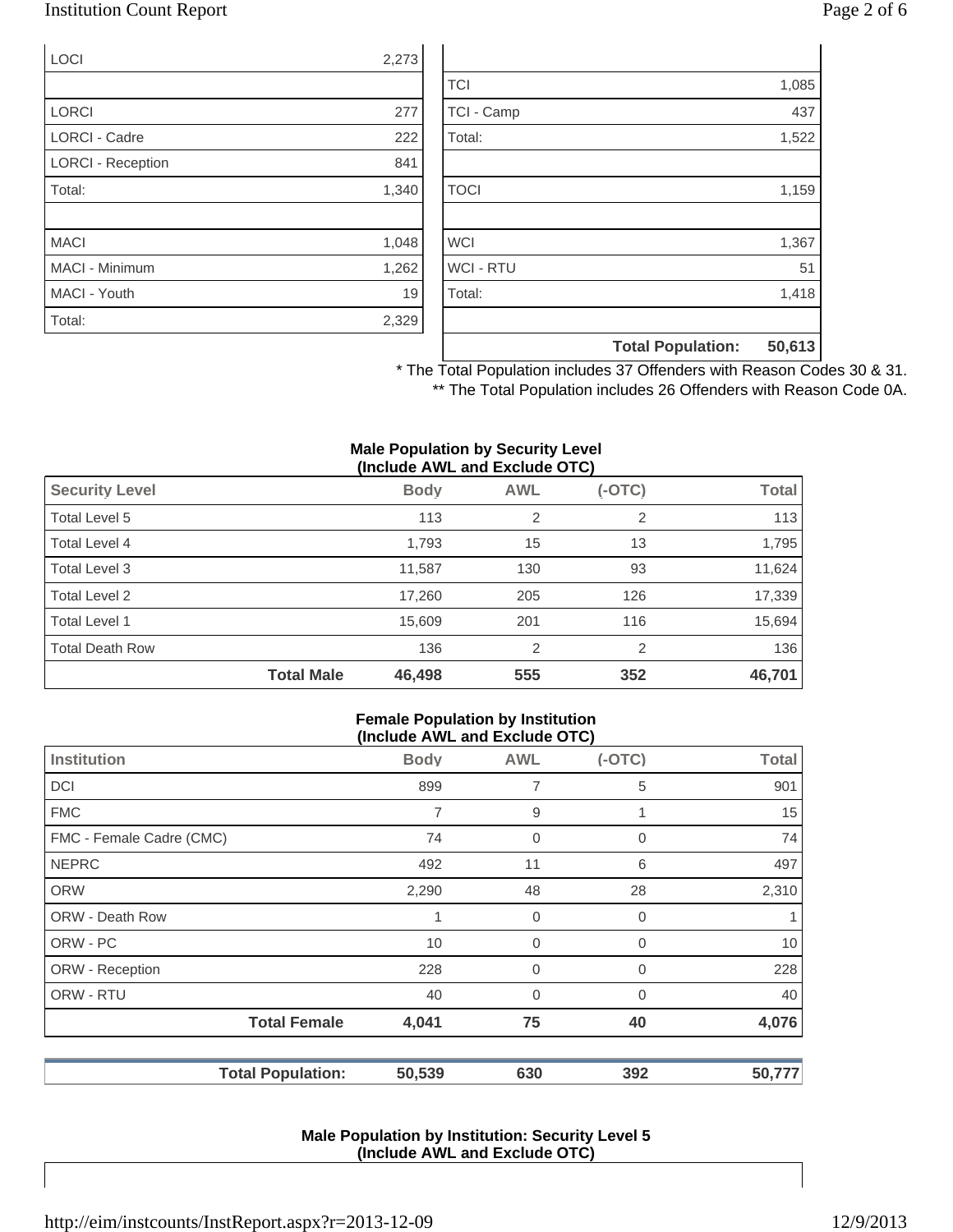| | |
|---|---|
| LOCI | 2,273 |
| | |
| LORCI | 277 |
| LORCI - Cadre | 222 |
| LORCI - Reception | 841 |
| Total: | 1,340 |
| | |
| MACI | 1,048 |
| MACI - Minimum | 1,262 |
| MACI - Youth | 19 |
| Total: | 2,329 |

| | |
|---|---|
| | |
| TCI | 1,085 |
| TCI - Camp | 437 |
| Total: | 1,522 |
| | |
| TOCI | 1,159 |
| | |
| WCI | 1,367 |
| WCI - RTU | 51 |
| Total: | 1,418 |
| | |
| **Total Population:** | **50,613** |

\* The Total Population includes 37 Offenders with Reason Codes 30 & 31.

\*\* The Total Population includes 26 Offenders with Reason Code 0A.

**Male Population by Security Level (Include AWL and Exclude OTC)**

| Security Level | Body | AWL | (-OTC) | Total |
|---|---|---|---|---|
| Total Level 5 | 113 | 2 | 2 | 113 |
| Total Level 4 | 1,793 | 15 | 13 | 1,795 |
| Total Level 3 | 11,587 | 130 | 93 | 11,624 |
| Total Level 2 | 17,260 | 205 | 126 | 17,339 |
| Total Level 1 | 15,609 | 201 | 116 | 15,694 |
| Total Death Row | 136 | 2 | 2 | 136 |
| **Total Male** | **46,498** | **555** | **352** | **46,701** |

**Female Population by Institution (Include AWL and Exclude OTC)**

| Institution | Body | AWL | (-OTC) | Total |
|---|---|---|---|---|
| DCI | 899 | 7 | 5 | 901 |
| FMC | 7 | 9 | 1 | 15 |
| FMC - Female Cadre (CMC) | 74 | 0 | 0 | 74 |
| NEPRC | 492 | 11 | 6 | 497 |
| ORW | 2,290 | 48 | 28 | 2,310 |
| ORW - Death Row | 1 | 0 | 0 | 1 |
| ORW - PC | 10 | 0 | 0 | 10 |
| ORW - Reception | 228 | 0 | 0 | 228 |
| ORW - RTU | 40 | 0 | 0 | 40 |
| **Total Female** | **4,041** | **75** | **40** | **4,076** |
| **Total Population:** | **50,539** | **630** | **392** | **50,777** |

**Male Population by Institution: Security Level 5 (Include AWL and Exclude OTC)**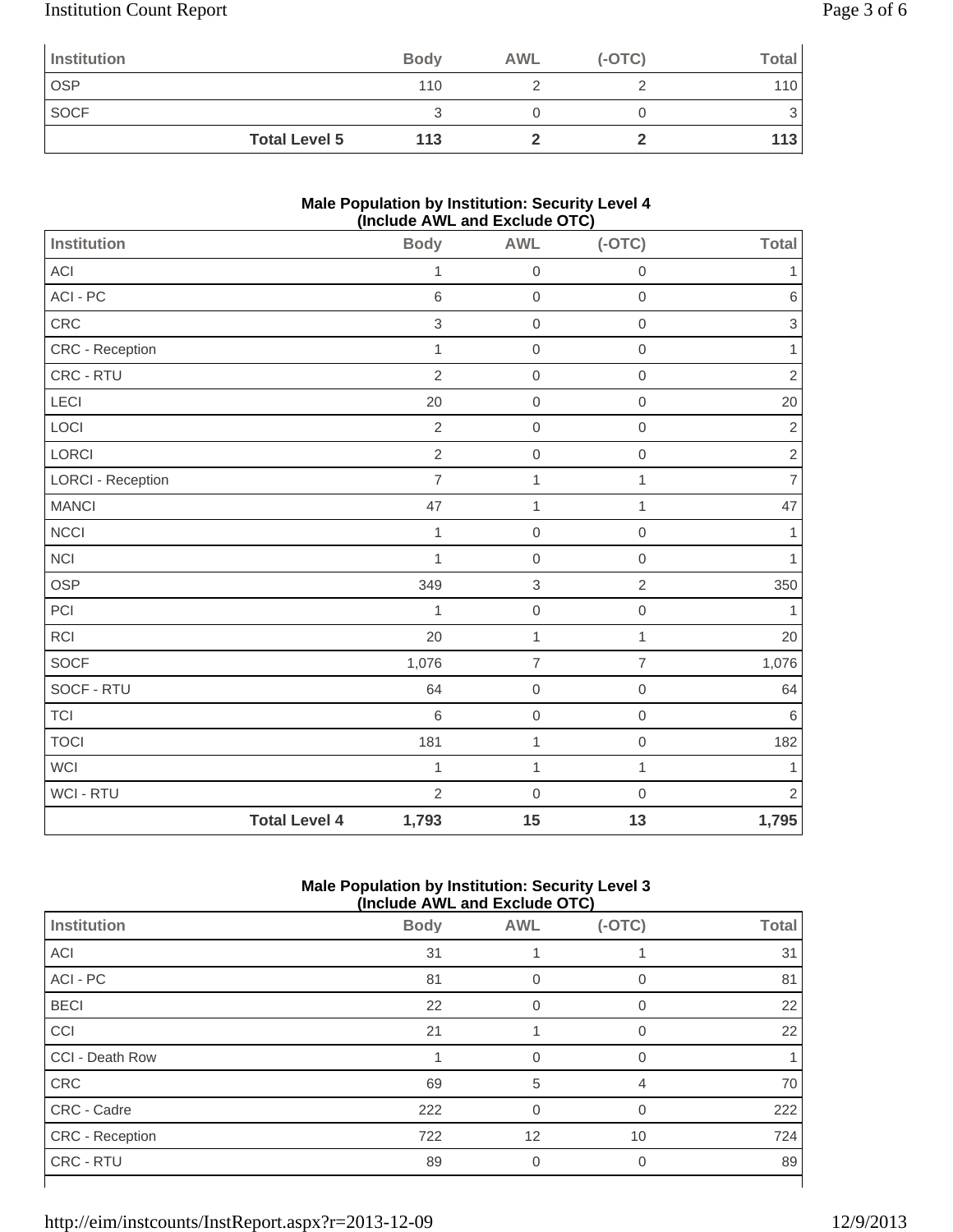| Institution | Body | AWL | (-OTC) | Total |
|---|---|---|---|---|
| OSP | 110 | 2 | 2 | 110 |
| SOCF | 3 | 0 | 0 | 3 |
| **Total Level 5** | **113** | **2** | **2** | **113** |

### Male Population by Institution: Security Level 4 (Include AWL and Exclude OTC)

| Institution | Body | AWL | (-OTC) | Total |
|---|---|---|---|---|
| ACI | 1 | 0 | 0 | 1 |
| ACI - PC | 6 | 0 | 0 | 6 |
| CRC | 3 | 0 | 0 | 3 |
| CRC - Reception | 1 | 0 | 0 | 1 |
| CRC - RTU | 2 | 0 | 0 | 2 |
| LECI | 20 | 0 | 0 | 20 |
| LOCI | 2 | 0 | 0 | 2 |
| LORCI | 2 | 0 | 0 | 2 |
| LORCI - Reception | 7 | 1 | 1 | 7 |
| MANCI | 47 | 1 | 1 | 47 |
| NCCI | 1 | 0 | 0 | 1 |
| NCI | 1 | 0 | 0 | 1 |
| OSP | 349 | 3 | 2 | 350 |
| PCI | 1 | 0 | 0 | 1 |
| RCI | 20 | 1 | 1 | 20 |
| SOCF | 1,076 | 7 | 7 | 1,076 |
| SOCF - RTU | 64 | 0 | 0 | 64 |
| TCI | 6 | 0 | 0 | 6 |
| TOCI | 181 | 1 | 0 | 182 |
| WCI | 1 | 1 | 1 | 1 |
| WCI - RTU | 2 | 0 | 0 | 2 |
| **Total Level 4** | **1,793** | **15** | **13** | **1,795** |

### Male Population by Institution: Security Level 3 (Include AWL and Exclude OTC)

| Institution | Body | AWL | (-OTC) | Total |
|---|---|---|---|---|
| ACI | 31 | 1 | 1 | 31 |
| ACI - PC | 81 | 0 | 0 | 81 |
| BECI | 22 | 0 | 0 | 22 |
| CCI | 21 | 1 | 0 | 22 |
| CCI - Death Row | 1 | 0 | 0 | 1 |
| CRC | 69 | 5 | 4 | 70 |
| CRC - Cadre | 222 | 0 | 0 | 222 |
| CRC - Reception | 722 | 12 | 10 | 724 |
| CRC - RTU | 89 | 0 | 0 | 89 |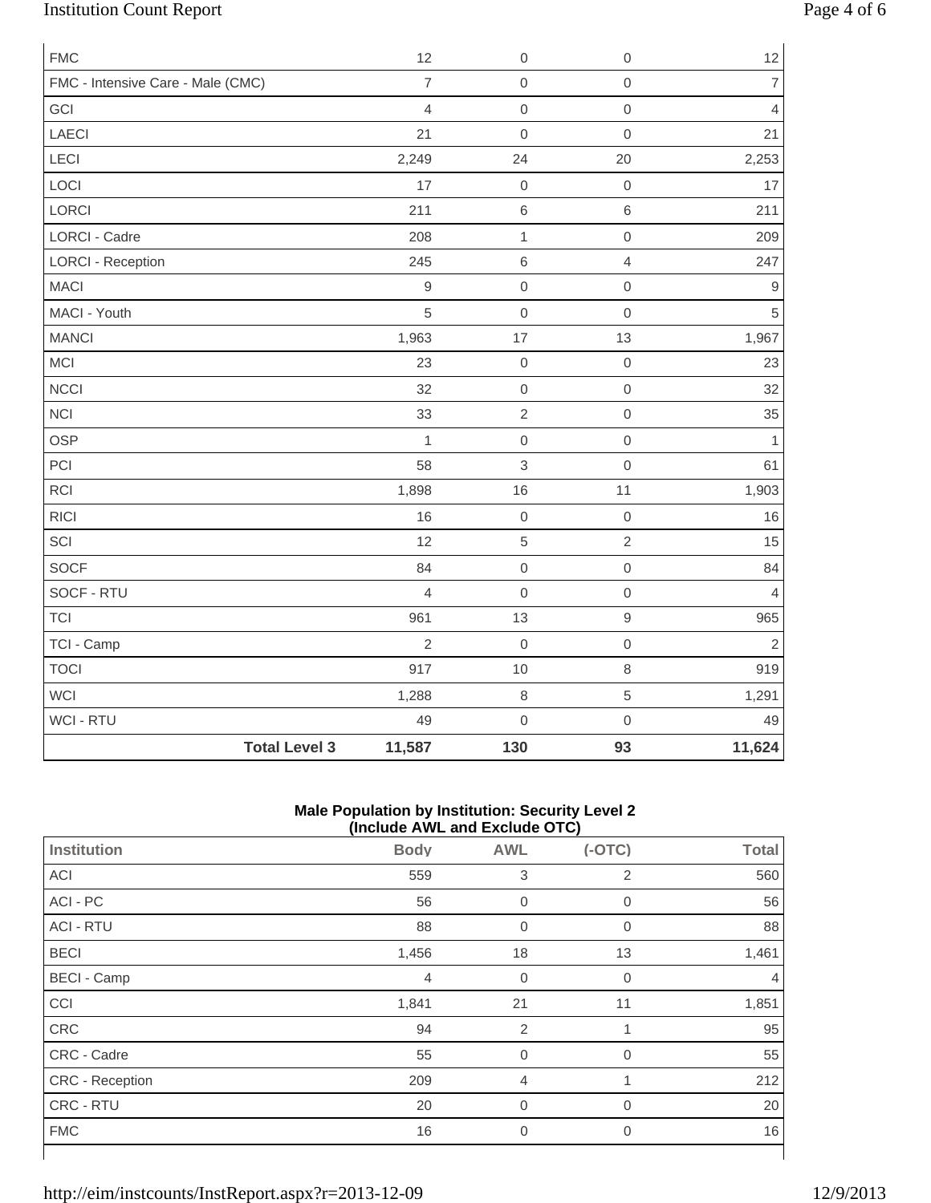| | | | |
|---|---|---|---|
| FMC | 12 | 0 | 0 | 12 |
| FMC - Intensive Care - Male (CMC) | 7 | 0 | 0 | 7 |
| GCI | 4 | 0 | 0 | 4 |
| LAECI | 21 | 0 | 0 | 21 |
| LECI | 2,249 | 24 | 20 | 2,253 |
| LOCI | 17 | 0 | 0 | 17 |
| LORCI | 211 | 6 | 6 | 211 |
| LORCI - Cadre | 208 | 1 | 0 | 209 |
| LORCI - Reception | 245 | 6 | 4 | 247 |
| MACI | 9 | 0 | 0 | 9 |
| MACI - Youth | 5 | 0 | 0 | 5 |
| MANCI | 1,963 | 17 | 13 | 1,967 |
| MCI | 23 | 0 | 0 | 23 |
| NCCI | 32 | 0 | 0 | 32 |
| NCI | 33 | 2 | 0 | 35 |
| OSP | 1 | 0 | 0 | 1 |
| PCI | 58 | 3 | 0 | 61 |
| RCI | 1,898 | 16 | 11 | 1,903 |
| RICI | 16 | 0 | 0 | 16 |
| SCI | 12 | 5 | 2 | 15 |
| SOCF | 84 | 0 | 0 | 84 |
| SOCF - RTU | 4 | 0 | 0 | 4 |
| TCI | 961 | 13 | 9 | 965 |
| TCI - Camp | 2 | 0 | 0 | 2 |
| TOCI | 917 | 10 | 8 | 919 |
| WCI | 1,288 | 8 | 5 | 1,291 |
| WCI - RTU | 49 | 0 | 0 | 49 |
| **Total Level 3** | **11,587** | **130** | **93** | **11,624** |

**Male Population by Institution: Security Level 2**
**(Include AWL and Exclude OTC)**

| Institution | Body | AWL | (-OTC) | Total |
|---|---|---|---|---|
| ACI | 559 | 3 | 2 | 560 |
| ACI - PC | 56 | 0 | 0 | 56 |
| ACI - RTU | 88 | 0 | 0 | 88 |
| BECI | 1,456 | 18 | 13 | 1,461 |
| BECI - Camp | 4 | 0 | 0 | 4 |
| CCI | 1,841 | 21 | 11 | 1,851 |
| CRC | 94 | 2 | 1 | 95 |
| CRC - Cadre | 55 | 0 | 0 | 55 |
| CRC - Reception | 209 | 4 | 1 | 212 |
| CRC - RTU | 20 | 0 | 0 | 20 |
| FMC | 16 | 0 | 0 | 16 |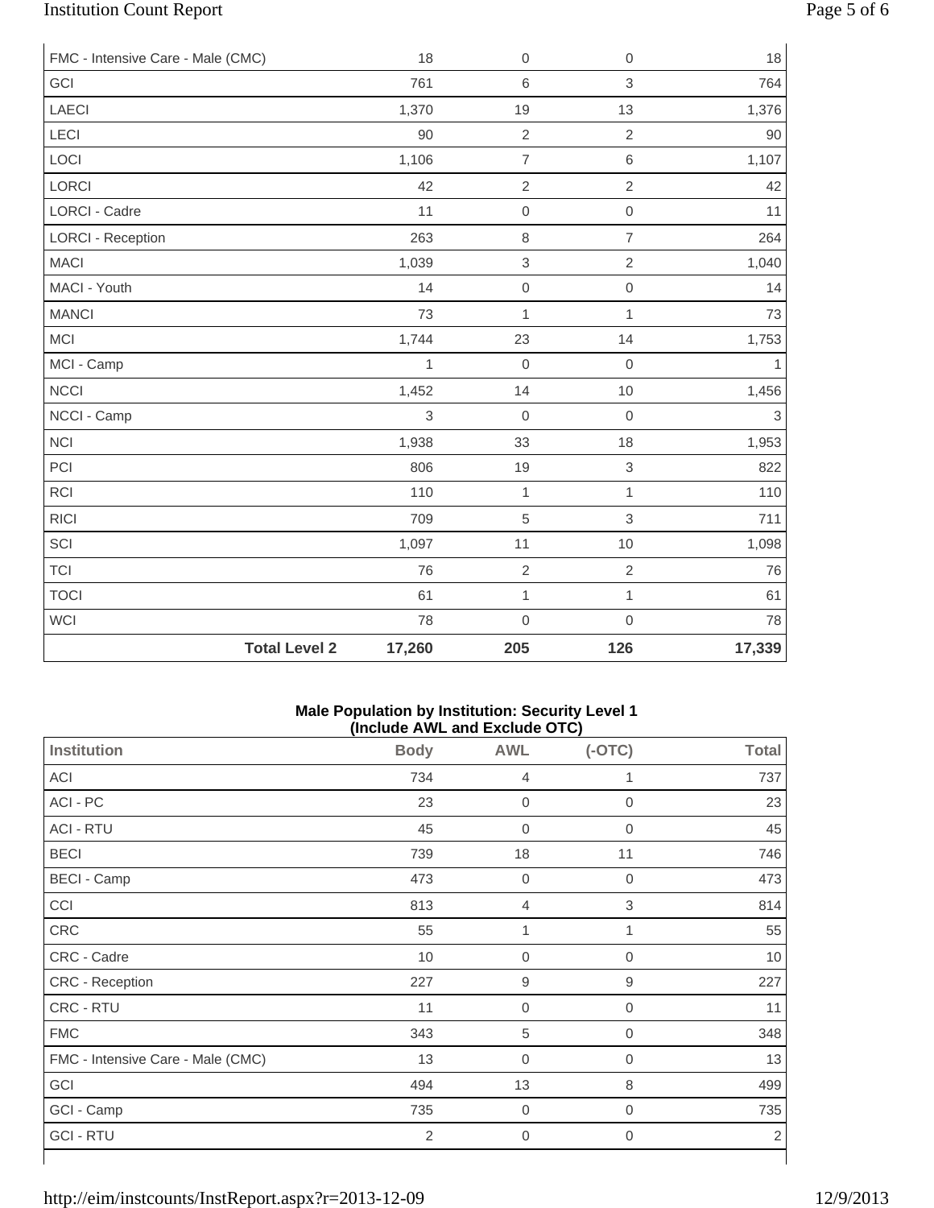| | | | | |
|---|---|---|---|---|
| FMC - Intensive Care - Male (CMC) | 18 | 0 | 0 | 18 |
| GCI | 761 | 6 | 3 | 764 |
| LAECI | 1,370 | 19 | 13 | 1,376 |
| LECI | 90 | 2 | 2 | 90 |
| LOCI | 1,106 | 7 | 6 | 1,107 |
| LORCI | 42 | 2 | 2 | 42 |
| LORCI - Cadre | 11 | 0 | 0 | 11 |
| LORCI - Reception | 263 | 8 | 7 | 264 |
| MACI | 1,039 | 3 | 2 | 1,040 |
| MACI - Youth | 14 | 0 | 0 | 14 |
| MANCI | 73 | 1 | 1 | 73 |
| MCI | 1,744 | 23 | 14 | 1,753 |
| MCI - Camp | 1 | 0 | 0 | 1 |
| NCCI | 1,452 | 14 | 10 | 1,456 |
| NCCI - Camp | 3 | 0 | 0 | 3 |
| NCI | 1,938 | 33 | 18 | 1,953 |
| PCI | 806 | 19 | 3 | 822 |
| RCI | 110 | 1 | 1 | 110 |
| RICI | 709 | 5 | 3 | 711 |
| SCI | 1,097 | 11 | 10 | 1,098 |
| TCI | 76 | 2 | 2 | 76 |
| TOCI | 61 | 1 | 1 | 61 |
| WCI | 78 | 0 | 0 | 78 |
| **Total Level 2** | **17,260** | **205** | **126** | **17,339** |

**Male Population by Institution: Security Level 1**
**(Include AWL and Exclude OTC)**

| Institution | Body | AWL | (-OTC) | Total |
|---|---|---|---|---|
| ACI | 734 | 4 | 1 | 737 |
| ACI - PC | 23 | 0 | 0 | 23 |
| ACI - RTU | 45 | 0 | 0 | 45 |
| BECI | 739 | 18 | 11 | 746 |
| BECI - Camp | 473 | 0 | 0 | 473 |
| CCI | 813 | 4 | 3 | 814 |
| CRC | 55 | 1 | 1 | 55 |
| CRC - Cadre | 10 | 0 | 0 | 10 |
| CRC - Reception | 227 | 9 | 9 | 227 |
| CRC - RTU | 11 | 0 | 0 | 11 |
| FMC | 343 | 5 | 0 | 348 |
| FMC - Intensive Care - Male (CMC) | 13 | 0 | 0 | 13 |
| GCI | 494 | 13 | 8 | 499 |
| GCI - Camp | 735 | 0 | 0 | 735 |
| GCI - RTU | 2 | 0 | 0 | 2 |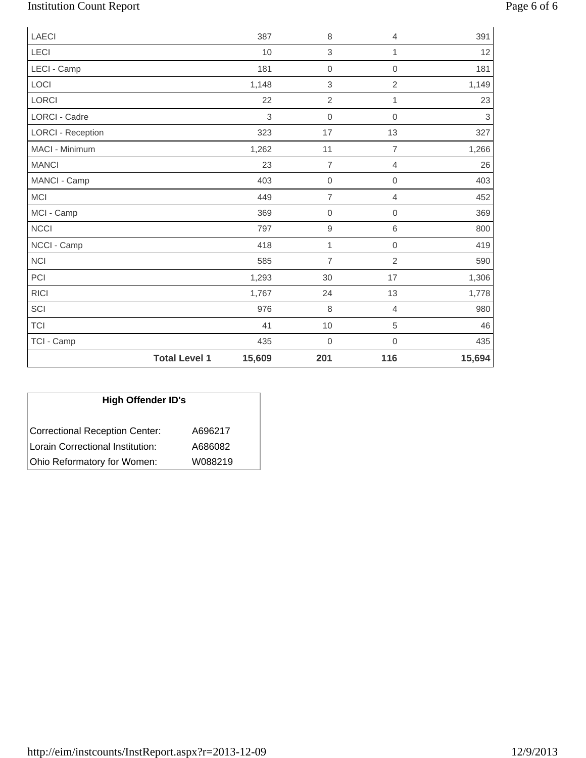| | | | | |
|---|---|---|---|---|
| LAECI | 387 | 8 | 4 | 391 |
| LECI | 10 | 3 | 1 | 12 |
| LECI - Camp | 181 | 0 | 0 | 181 |
| LOCI | 1,148 | 3 | 2 | 1,149 |
| LORCI | 22 | 2 | 1 | 23 |
| LORCI - Cadre | 3 | 0 | 0 | 3 |
| LORCI - Reception | 323 | 17 | 13 | 327 |
| MACI - Minimum | 1,262 | 11 | 7 | 1,266 |
| MANCI | 23 | 7 | 4 | 26 |
| MANCI - Camp | 403 | 0 | 0 | 403 |
| MCI | 449 | 7 | 4 | 452 |
| MCI - Camp | 369 | 0 | 0 | 369 |
| NCCI | 797 | 9 | 6 | 800 |
| NCCI - Camp | 418 | 1 | 0 | 419 |
| NCI | 585 | 7 | 2 | 590 |
| PCI | 1,293 | 30 | 17 | 1,306 |
| RICI | 1,767 | 24 | 13 | 1,778 |
| SCI | 976 | 8 | 4 | 980 |
| TCI | 41 | 10 | 5 | 46 |
| TCI - Camp | 435 | 0 | 0 | 435 |
| **Total Level 1** | **15,609** | **201** | **116** | **15,694** |

| High Offender ID's | |
|---|---|
| Correctional Reception Center: | A696217 |
| Lorain Correctional Institution: | A686082 |
| Ohio Reformatory for Women: | W088219 |